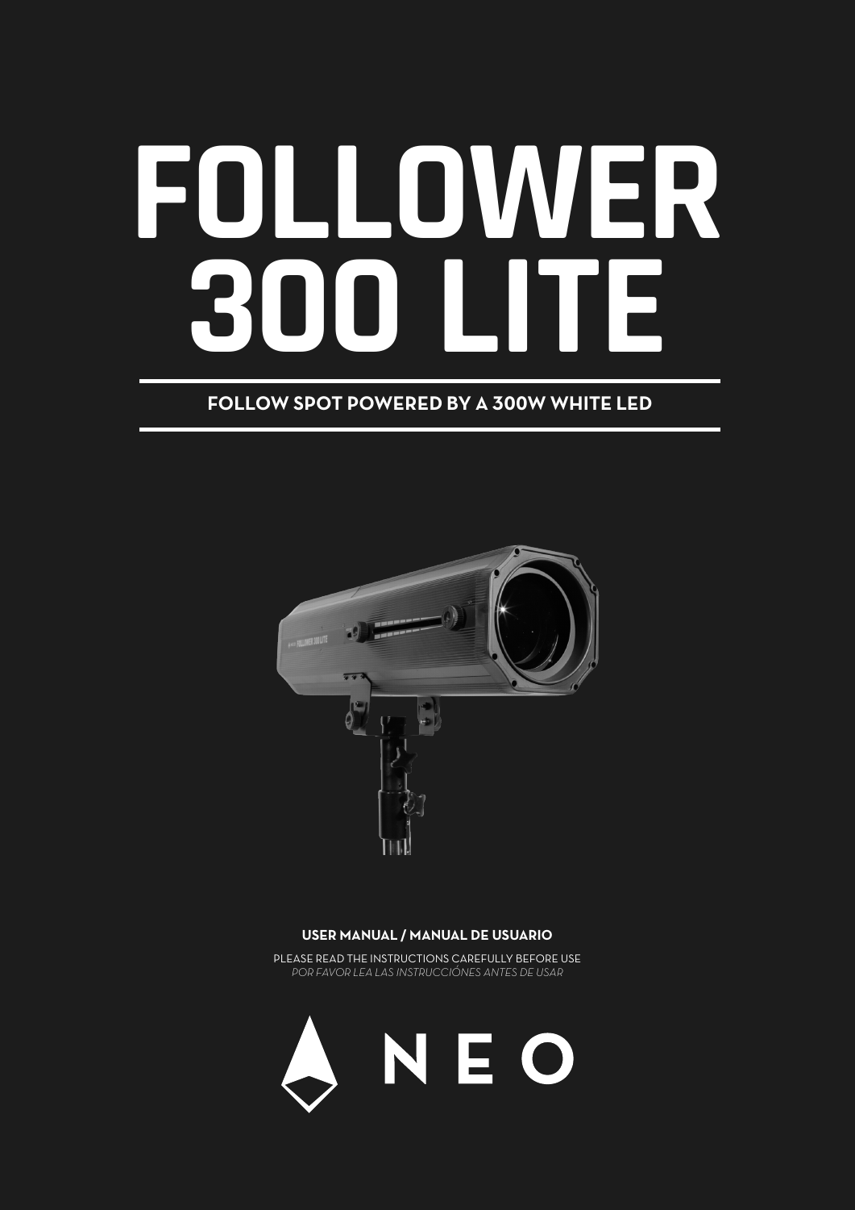# FOLLOWER 300 LITE

**FOLLOW SPOT POWERED BY A 300W WHITE LED**

**USER MANUAL / MANUAL DE USUARIO**

PLEASE READ THE INSTRUCTIONS CAREFULLY BEFORE USE

*POR FAVOR LEA LAS INSTRUCCIÓNES ANTES DE USAR*

NEO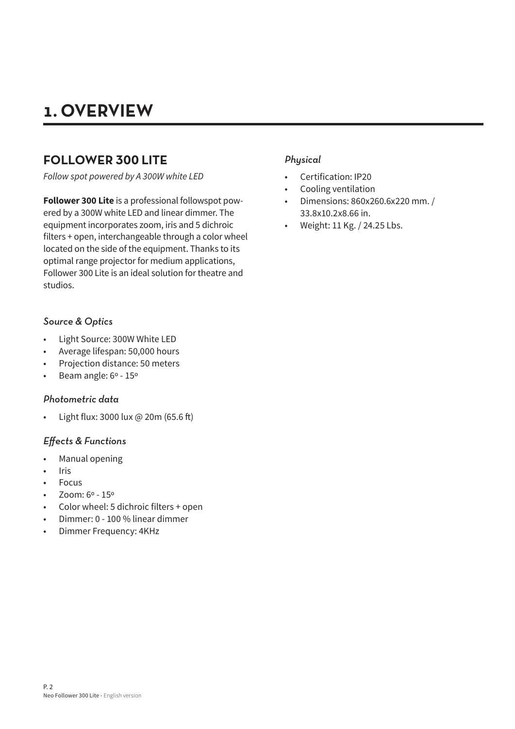# 1. OVERVIEW

## FOLLOWER 300 LITE

*Follow spot powered by A 300W white LED*

**Follower 300 Lite** is a professional followspot powered by a 300W white LED and linear dimmer. The equipment incorporates zoom, iris and 5 dichroic filters + open, interchangeable through a color wheel located on the side of the equipment. Thanks to its optimal range projector for medium applications, Follower 300 Lite is an ideal solution for theatre and studios.

### *Source & Optics*

- Light Source: 300W White LED
- Average lifespan: 50,000 hours
- Projection distance: 50 meters
- Beam angle: 6º - 15º

### *Photometric data*

- Light flux: 3000 lux @ 20m (65.6 ft)

### *Effects & Functions*

- Manual opening
- Iris
- Focus
- Zoom: 6º - 15º
- Color wheel: 5 dichroic filters + open
- Dimmer: 0 - 100 % linear dimmer
- Dimmer Frequency: 4KHz

### *Physical*

- Certification: IP20
- Cooling ventilation
- Dimensions: 860x260.6x220 mm. / 33.8x10.2x8.66 in.
- Weight: 11 Kg. / 24.25 Lbs.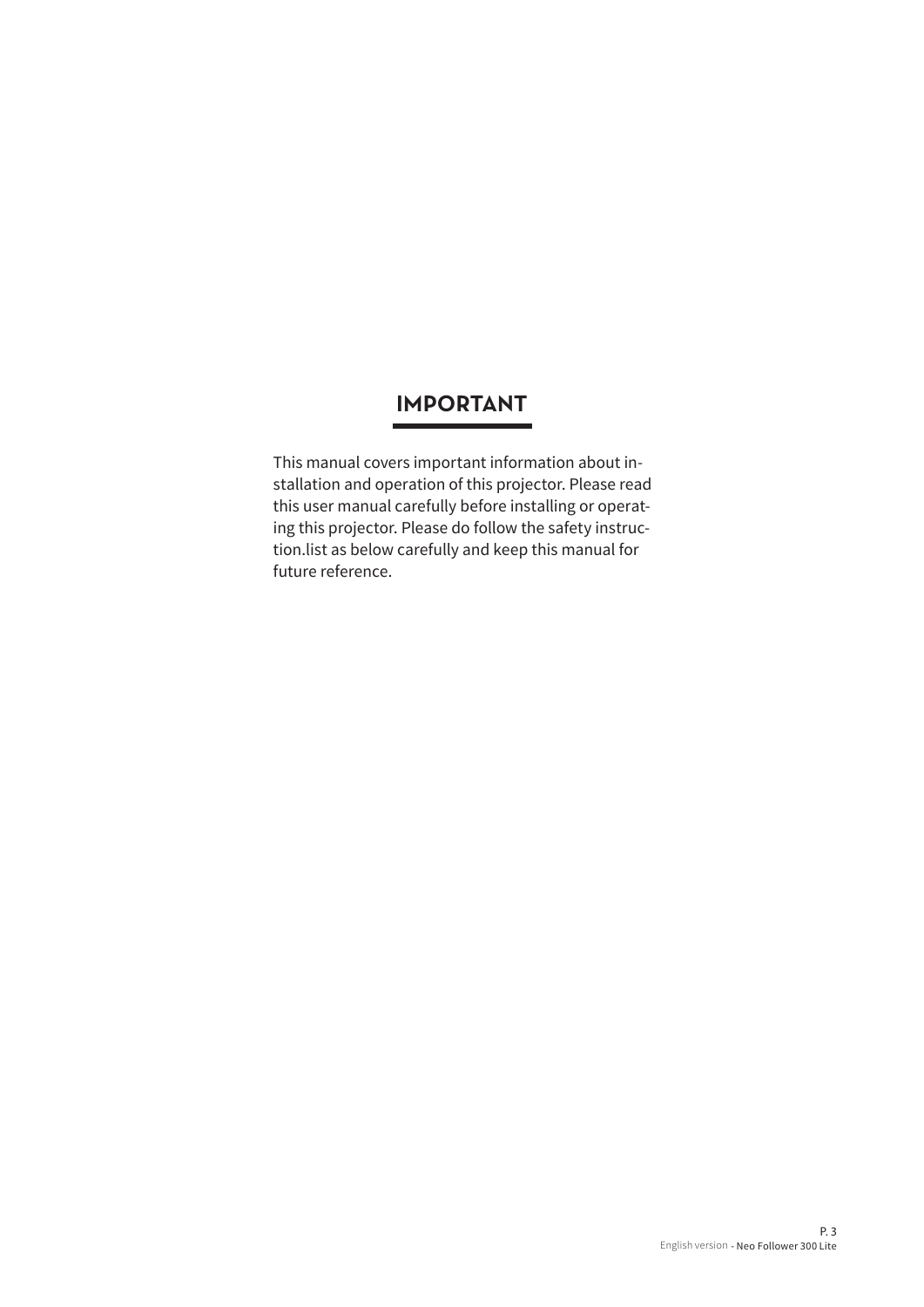# IMPORTANT

This manual covers important information about installation and operation of this projector. Please read this user manual carefully before installing or operating this projector. Please do follow the safety instruction.list as below carefully and keep this manual for future reference.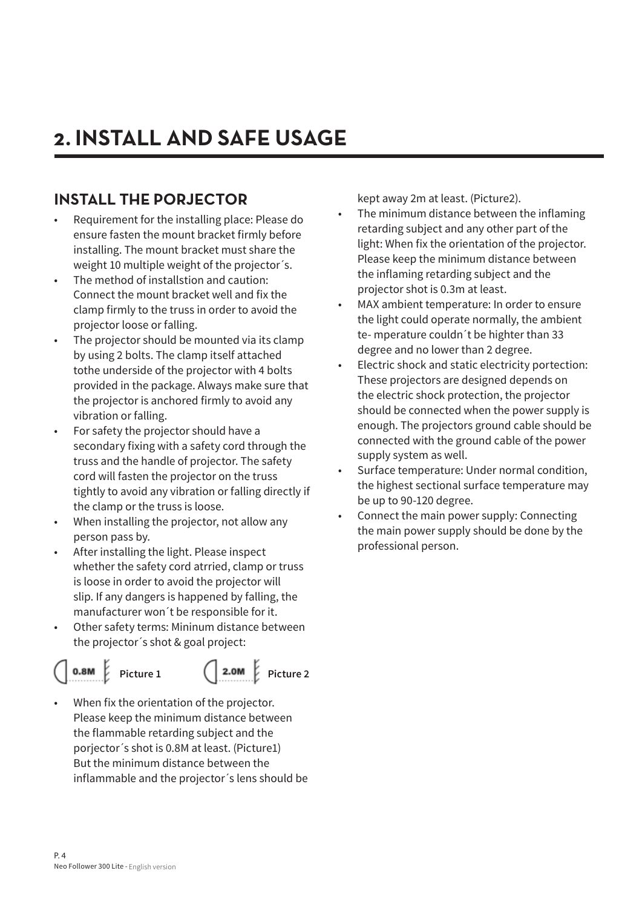# 2. INSTALL AND SAFE USAGE

## INSTALL THE PORJECTOR

- Requirement for the installing place: Please do ensure fasten the mount bracket firmly before installing. The mount bracket must share the weight 10 multiple weight of the projector´s.
- The method of installstion and caution: Connect the mount bracket well and fix the clamp firmly to the truss in order to avoid the projector loose or falling.
- The projector should be mounted via its clamp by using 2 bolts. The clamp itself attached tothe underside of the projector with 4 bolts provided in the package. Always make sure that the projector is anchored firmly to avoid any vibration or falling.
- For safety the projector should have a secondary fixing with a safety cord through the truss and the handle of projector. The safety cord will fasten the projector on the truss tightly to avoid any vibration or falling directly if the clamp or the truss is loose.
- When installing the projector, not allow any person pass by.
- After installing the light. Please inspect whether the safety cord atrried, clamp or truss is loose in order to avoid the projector will slip. If any dangers is happened by falling, the manufacturer won´t be responsible for it.
- Other safety terms: Mininum distance between the projector´s shot & goal project:

0.8M Picture 1 &nbsp;&nbsp;&nbsp; 2.0M Picture 2

- When fix the orientation of the projector. Please keep the minimum distance between the flammable retarding subject and the porjector´s shot is 0.8M at least. (Picture1) But the minimum distance between the inflammable and the projector´s lens should be kept away 2m at least. (Picture2).
- The minimum distance between the inflaming retarding subject and any other part of the light: When fix the orientation of the projector. Please keep the minimum distance between the inflaming retarding subject and the projector shot is 0.3m at least.
- MAX ambient temperature: In order to ensure the light could operate normally, the ambient te- mperature couldn´t be highter than 33 degree and no lower than 2 degree.
- Electric shock and static electricity portection: These projectors are designed depends on the electric shock protection, the projector should be connected when the power supply is enough. The projectors ground cable should be connected with the ground cable of the power supply system as well.
- Surface temperature: Under normal condition, the highest sectional surface temperature may be up to 90-120 degree.
- Connect the main power supply: Connecting the main power supply should be done by the professional person.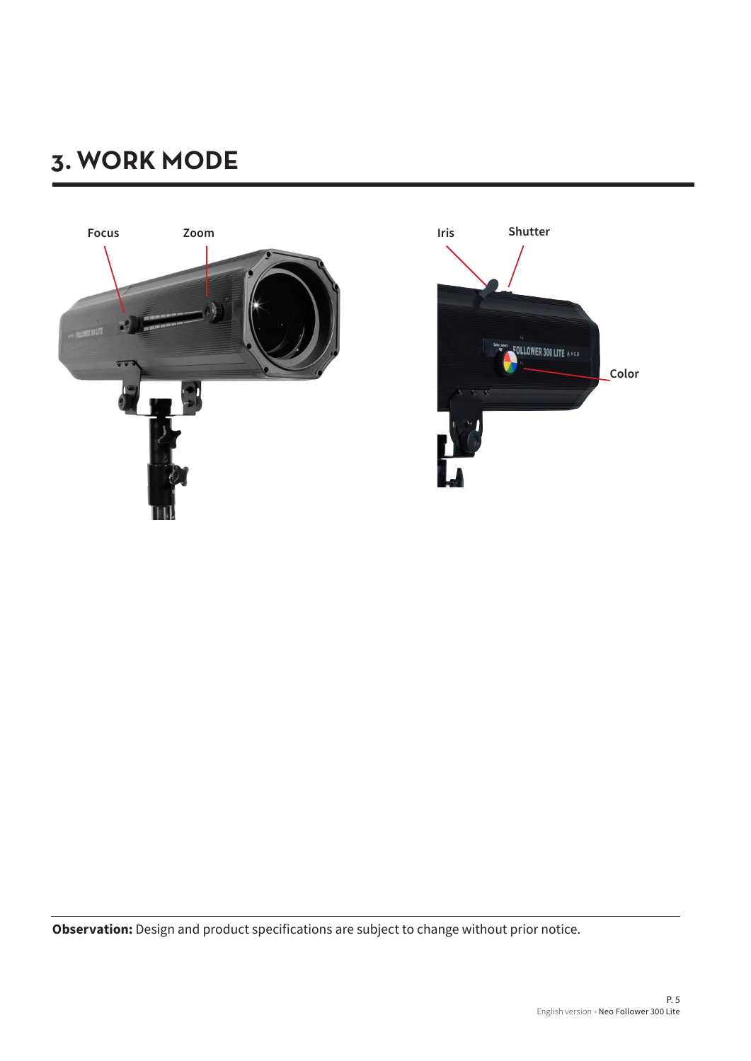# 3. WORK MODE

Focus

Zoom

Iris

Shutter

Color

**Observation:** Design and product specifications are subject to change without prior notice.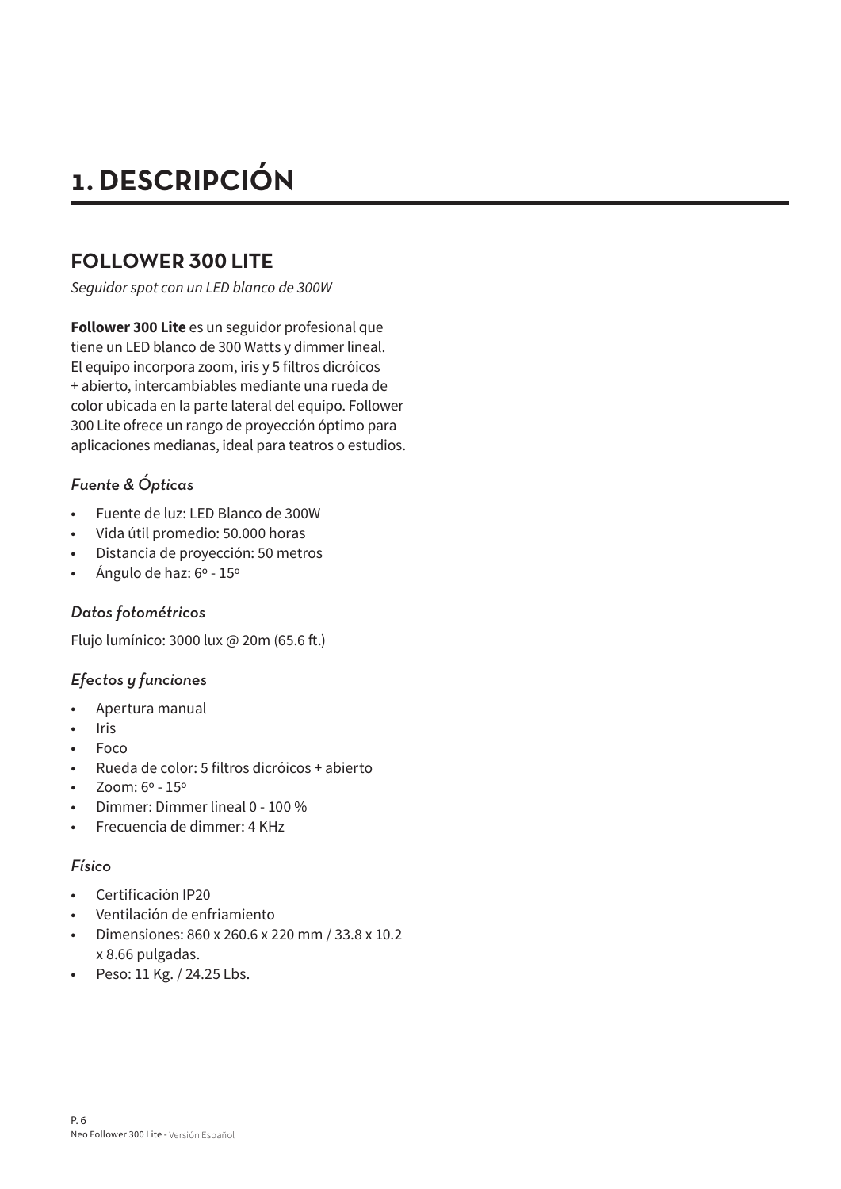# 1. DESCRIPCIÓN

## FOLLOWER 300 LITE

*Seguidor spot con un LED blanco de 300W*

**Follower 300 Lite** es un seguidor profesional que tiene un LED blanco de 300 Watts y dimmer lineal. El equipo incorpora zoom, iris y 5 filtros dicróicos + abierto, intercambiables mediante una rueda de color ubicada en la parte lateral del equipo. Follower 300 Lite ofrece un rango de proyección óptimo para aplicaciones medianas, ideal para teatros o estudios.

### *Fuente & Ópticas*

- Fuente de luz: LED Blanco de 300W
- Vida útil promedio: 50.000 horas
- Distancia de proyección: 50 metros
- Ángulo de haz: 6º - 15º

### *Datos fotométricos*

Flujo lumínico: 3000 lux @ 20m (65.6 ft.)

### *Efectos y funciones*

- Apertura manual
- Iris
- Foco
- Rueda de color: 5 filtros dicróicos + abierto
- Zoom: 6º - 15º
- Dimmer: Dimmer lineal 0 - 100 %
- Frecuencia de dimmer: 4 KHz

### *Físico*

- Certificación IP20
- Ventilación de enfriamiento
- Dimensiones: 860 x 260.6 x 220 mm / 33.8 x 10.2 x 8.66 pulgadas.
- Peso: 11 Kg. / 24.25 Lbs.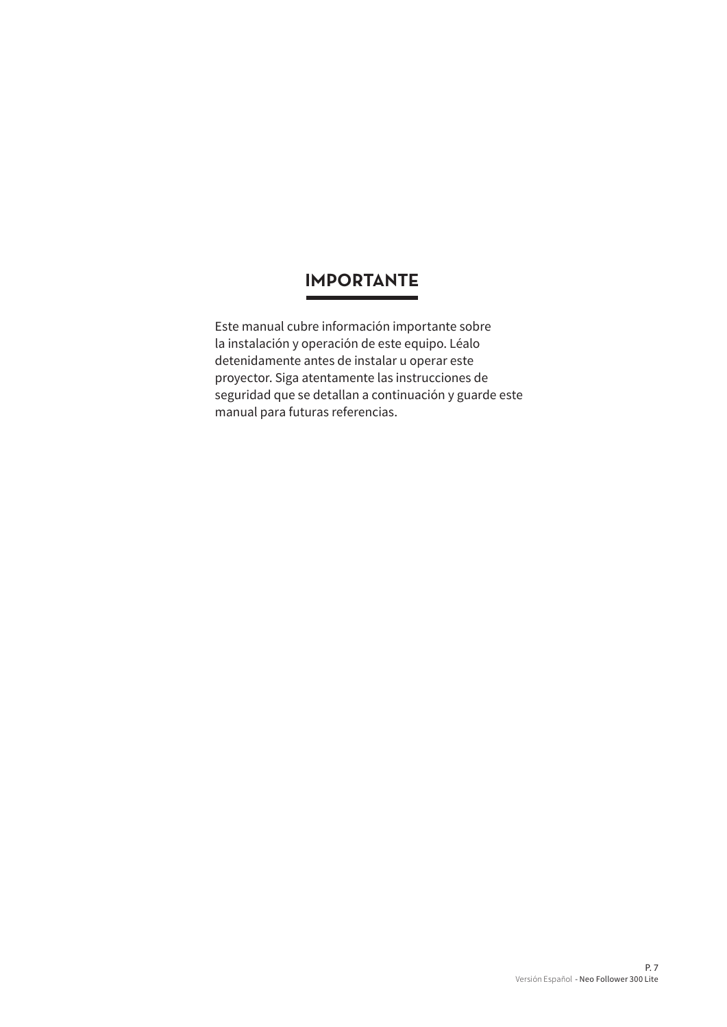# IMPORTANTE

Este manual cubre información importante sobre la instalación y operación de este equipo. Léalo detenidamente antes de instalar u operar este proyector. Siga atentamente las instrucciones de seguridad que se detallan a continuación y guarde este manual para futuras referencias.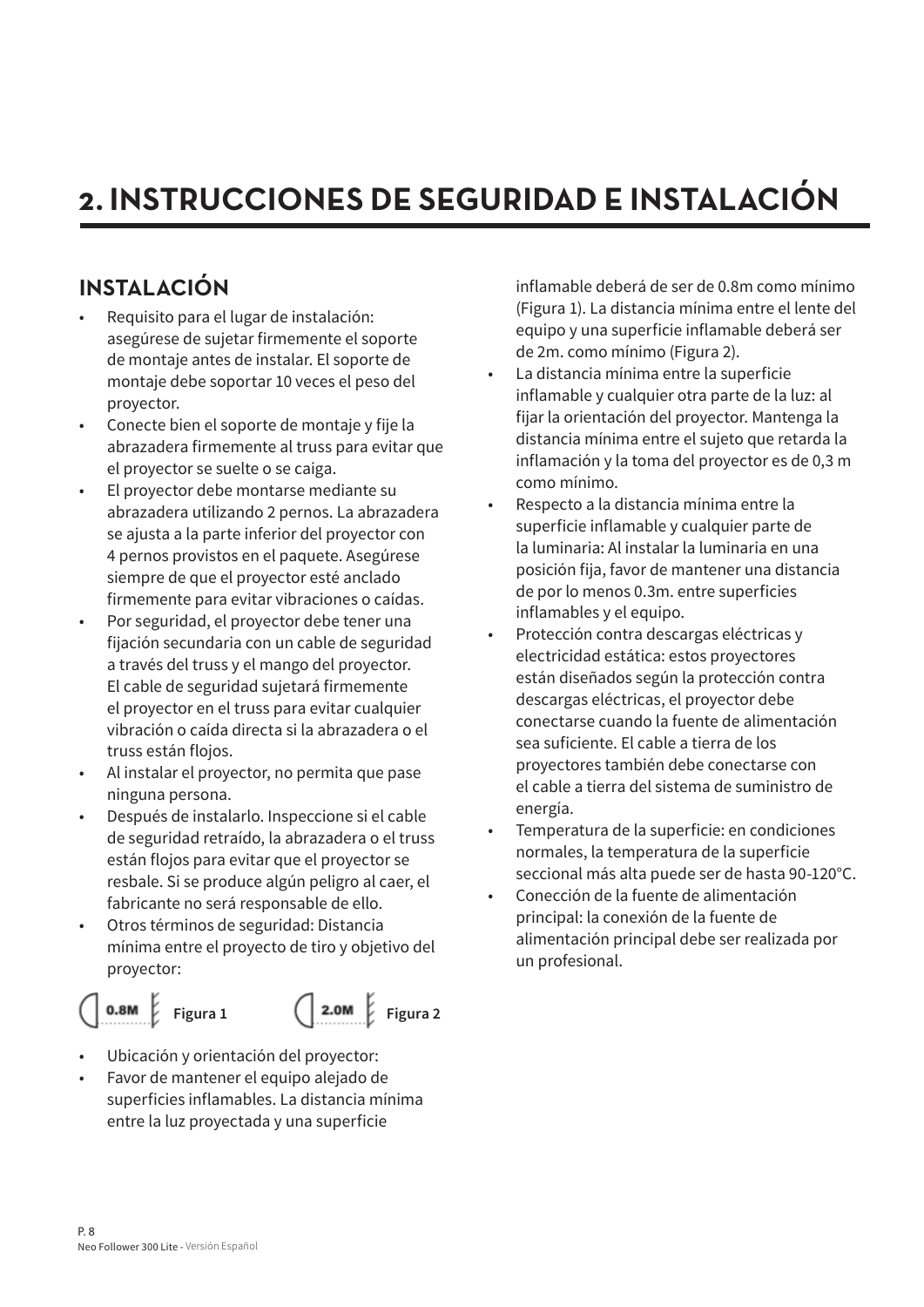# 2. INSTRUCCIONES DE SEGURIDAD E INSTALACIÓN

## INSTALACIÓN

- Requisito para el lugar de instalación: asegúrese de sujetar firmemente el soporte de montaje antes de instalar. El soporte de montaje debe soportar 10 veces el peso del proyector.
- Conecte bien el soporte de montaje y fije la abrazadera firmemente al truss para evitar que el proyector se suelte o se caiga.
- El proyector debe montarse mediante su abrazadera utilizando 2 pernos. La abrazadera se ajusta a la parte inferior del proyector con 4 pernos provistos en el paquete. Asegúrese siempre de que el proyector esté anclado firmemente para evitar vibraciones o caídas.
- Por seguridad, el proyector debe tener una fijación secundaria con un cable de seguridad a través del truss y el mango del proyector. El cable de seguridad sujetará firmemente el proyector en el truss para evitar cualquier vibración o caída directa si la abrazadera o el truss están flojos.
- Al instalar el proyector, no permita que pase ninguna persona.
- Después de instalarlo. Inspeccione si el cable de seguridad retraído, la abrazadera o el truss están flojos para evitar que el proyector se resbale. Si se produce algún peligro al caer, el fabricante no será responsable de ello.
- Otros términos de seguridad: Distancia mínima entre el proyecto de tiro y objetivo del proyector:

0.8M **Figura 1** 2.0M **Figura 2**

- Ubicación y orientación del proyector:
- Favor de mantener el equipo alejado de superficies inflamables. La distancia mínima entre la luz proyectada y una superficie inflamable deberá de ser de 0.8m como mínimo (Figura 1). La distancia mínima entre el lente del equipo y una superficie inflamable deberá ser de 2m. como mínimo (Figura 2).
- La distancia mínima entre la superficie inflamable y cualquier otra parte de la luz: al fijar la orientación del proyector. Mantenga la distancia mínima entre el sujeto que retarda la inflamación y la toma del proyector es de 0,3 m como mínimo.
- Respecto a la distancia mínima entre la superficie inflamable y cualquier parte de la luminaria: Al instalar la luminaria en una posición fija, favor de mantener una distancia de por lo menos 0.3m. entre superficies inflamables y el equipo.
- Protección contra descargas eléctricas y electricidad estática: estos proyectores están diseñados según la protección contra descargas eléctricas, el proyector debe conectarse cuando la fuente de alimentación sea suficiente. El cable a tierra de los proyectores también debe conectarse con el cable a tierra del sistema de suministro de energía.
- Temperatura de la superficie: en condiciones normales, la temperatura de la superficie seccional más alta puede ser de hasta 90-120°C.
- Conección de la fuente de alimentación principal: la conexión de la fuente de alimentación principal debe ser realizada por un profesional.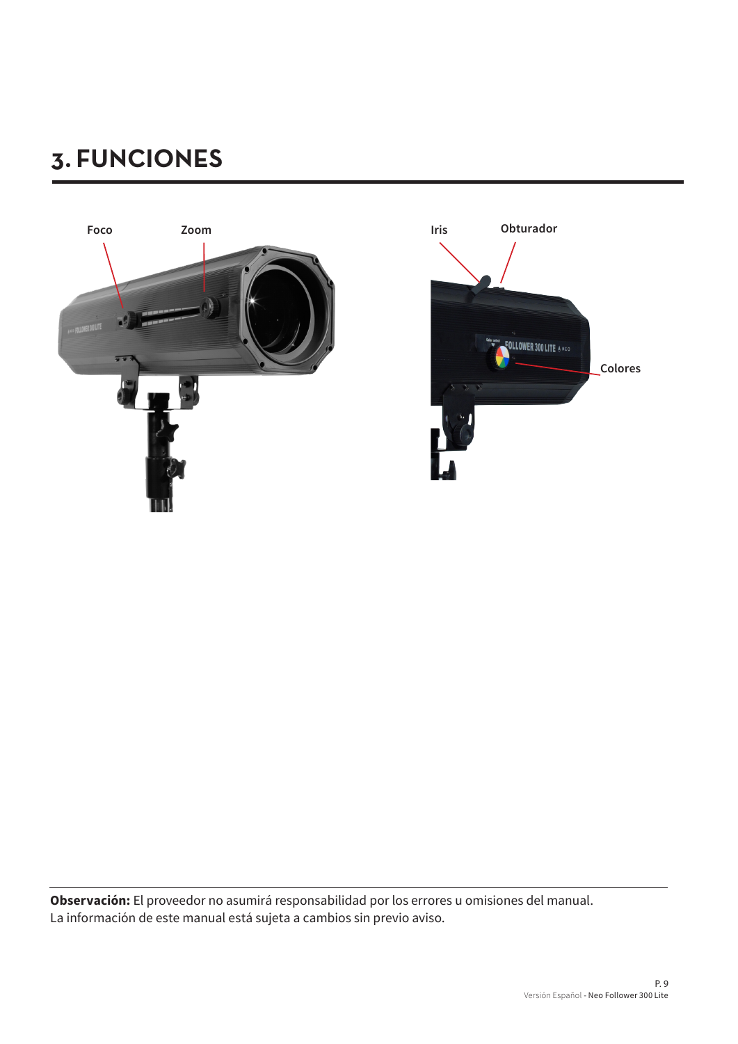# 3. FUNCIONES

Foco

Zoom

Iris

Obturador

Colores

**Observación:** El proveedor no asumirá responsabilidad por los errores u omisiones del manual.
La información de este manual está sujeta a cambios sin previo aviso.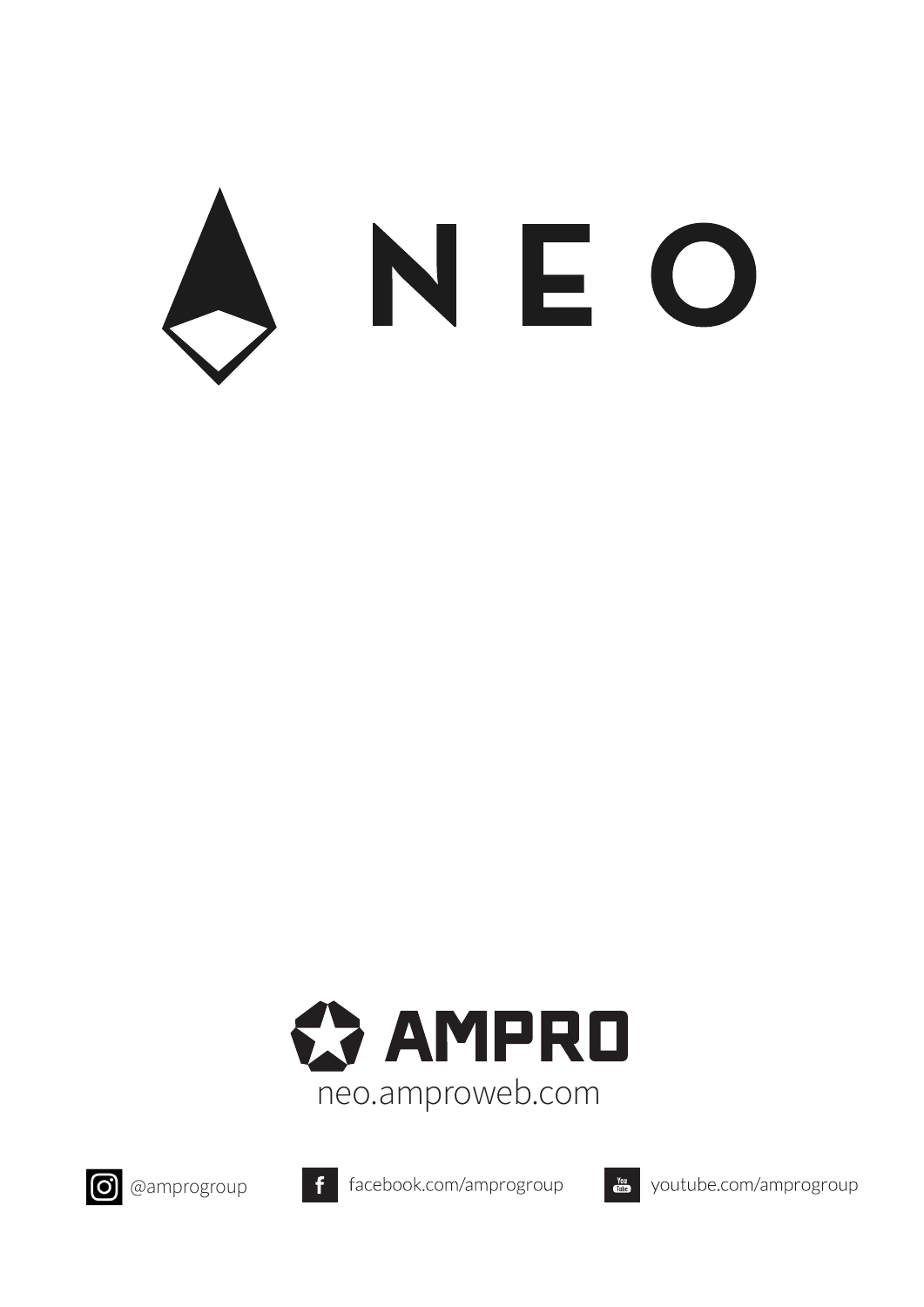# NEO

AMPRO

neo.amproweb.com

@amprogroup

facebook.com/amprogroup

youtube.com/amprogroup